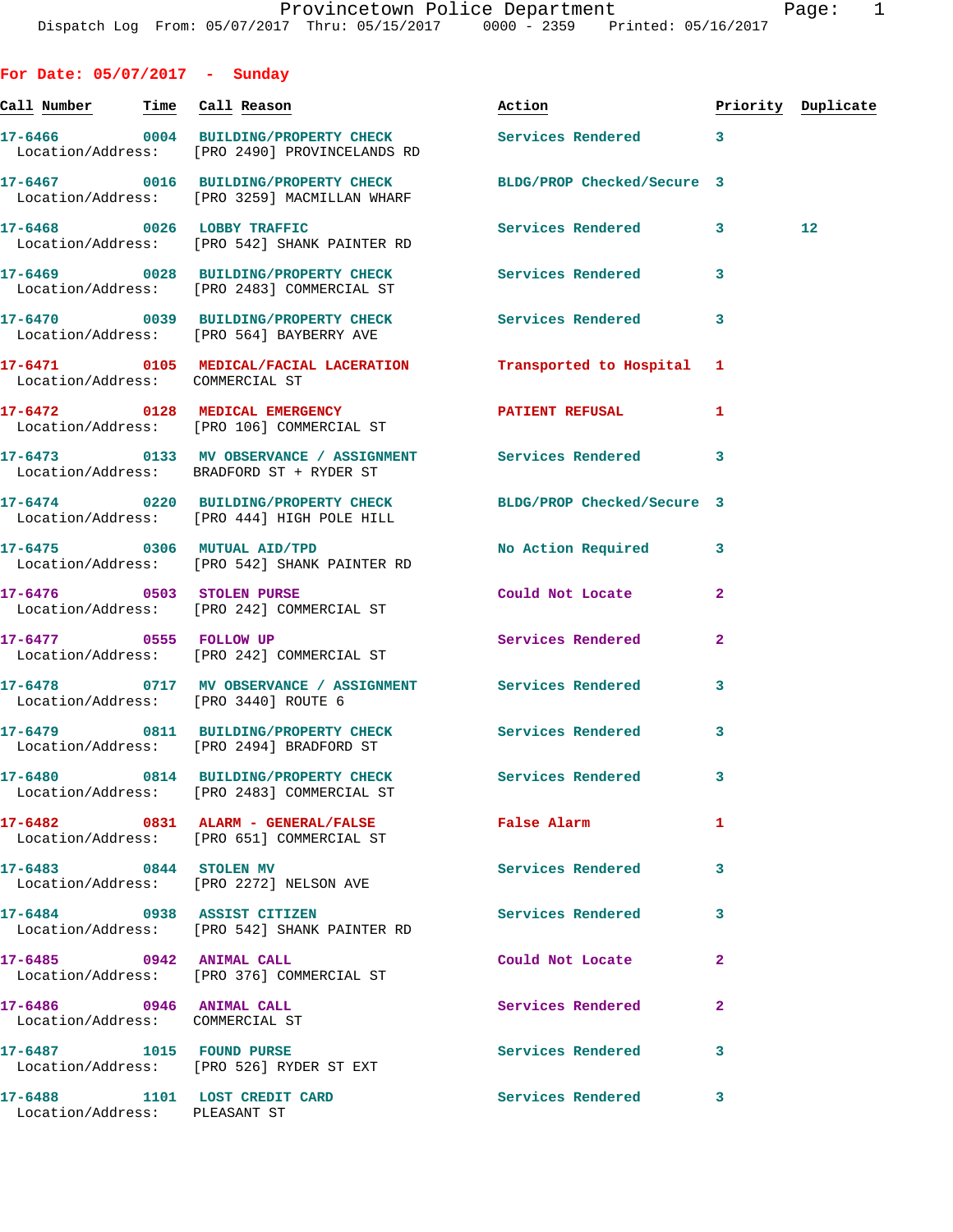# Provincetown Police Department

Dispatch Log From: 05/07/2017 Thru: 05/15/2017 0000 - 2359 Printed: 05/16/2017

## For Date: 05/07/2017 - Sunday

| Call Number | Time | Call Reason | Action | Priority | Duplicate |
|---|---|---|---|---|---|
| 17-6466 | 0004 | BUILDING/PROPERTY CHECK<br>Location/Address: [PRO 2490] PROVINCELANDS RD | Services Rendered | 3 | |
| 17-6467 | 0016 | BUILDING/PROPERTY CHECK<br>Location/Address: [PRO 3259] MACMILLAN WHARF | BLDG/PROP Checked/Secure | 3 | |
| 17-6468 | 0026 | LOBBY TRAFFIC<br>Location/Address: [PRO 542] SHANK PAINTER RD | Services Rendered | 3 | 12 |
| 17-6469 | 0028 | BUILDING/PROPERTY CHECK<br>Location/Address: [PRO 2483] COMMERCIAL ST | Services Rendered | 3 | |
| 17-6470 | 0039 | BUILDING/PROPERTY CHECK<br>Location/Address: [PRO 564] BAYBERRY AVE | Services Rendered | 3 | |
| 17-6471 | 0105 | MEDICAL/FACIAL LACERATION<br>Location/Address: COMMERCIAL ST | Transported to Hospital | 1 | |
| 17-6472 | 0128 | MEDICAL EMERGENCY<br>Location/Address: [PRO 106] COMMERCIAL ST | PATIENT REFUSAL | 1 | |
| 17-6473 | 0133 | MV OBSERVANCE / ASSIGNMENT<br>Location/Address: BRADFORD ST + RYDER ST | Services Rendered | 3 | |
| 17-6474 | 0220 | BUILDING/PROPERTY CHECK<br>Location/Address: [PRO 444] HIGH POLE HILL | BLDG/PROP Checked/Secure | 3 | |
| 17-6475 | 0306 | MUTUAL AID/TPD<br>Location/Address: [PRO 542] SHANK PAINTER RD | No Action Required | 3 | |
| 17-6476 | 0503 | STOLEN PURSE<br>Location/Address: [PRO 242] COMMERCIAL ST | Could Not Locate | 2 | |
| 17-6477 | 0555 | FOLLOW UP<br>Location/Address: [PRO 242] COMMERCIAL ST | Services Rendered | 2 | |
| 17-6478 | 0717 | MV OBSERVANCE / ASSIGNMENT<br>Location/Address: [PRO 3440] ROUTE 6 | Services Rendered | 3 | |
| 17-6479 | 0811 | BUILDING/PROPERTY CHECK<br>Location/Address: [PRO 2494] BRADFORD ST | Services Rendered | 3 | |
| 17-6480 | 0814 | BUILDING/PROPERTY CHECK<br>Location/Address: [PRO 2483] COMMERCIAL ST | Services Rendered | 3 | |
| 17-6482 | 0831 | ALARM - GENERAL/FALSE<br>Location/Address: [PRO 651] COMMERCIAL ST | False Alarm | 1 | |
| 17-6483 | 0844 | STOLEN MV<br>Location/Address: [PRO 2272] NELSON AVE | Services Rendered | 3 | |
| 17-6484 | 0938 | ASSIST CITIZEN<br>Location/Address: [PRO 542] SHANK PAINTER RD | Services Rendered | 3 | |
| 17-6485 | 0942 | ANIMAL CALL<br>Location/Address: [PRO 376] COMMERCIAL ST | Could Not Locate | 2 | |
| 17-6486 | 0946 | ANIMAL CALL<br>Location/Address: COMMERCIAL ST | Services Rendered | 2 | |
| 17-6487 | 1015 | FOUND PURSE<br>Location/Address: [PRO 526] RYDER ST EXT | Services Rendered | 3 | |
| 17-6488 | 1101 | LOST CREDIT CARD<br>Location/Address: PLEASANT ST | Services Rendered | 3 | |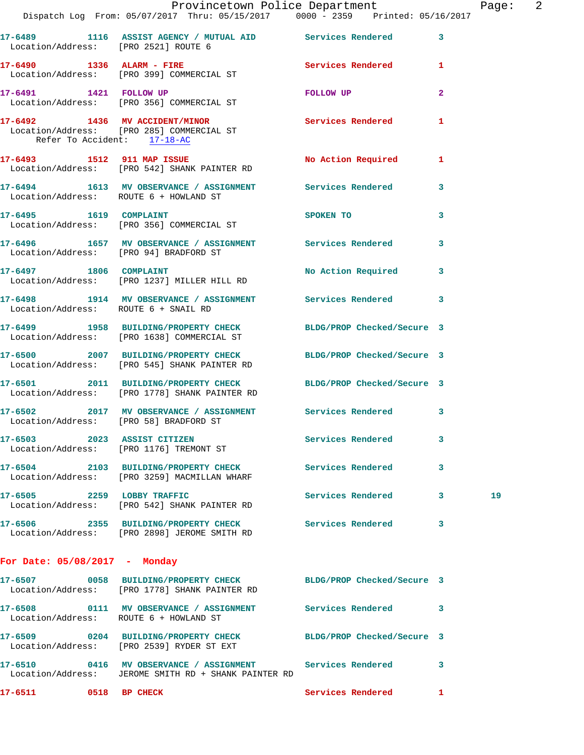17-6489 1116 ASSIST AGENCY / MUTUAL AID Services Rendered 3
Location/Address: [PRO 2521] ROUTE 6

17-6490 1336 ALARM - FIRE Services Rendered 1
Location/Address: [PRO 399] COMMERCIAL ST

17-6491 1421 FOLLOW UP FOLLOW UP 2
Location/Address: [PRO 356] COMMERCIAL ST

17-6492 1436 MV ACCIDENT/MINOR Services Rendered 1
Location/Address: [PRO 285] COMMERCIAL ST
Refer To Accident: 17-18-AC

17-6493 1512 911 MAP ISSUE No Action Required 1
Location/Address: [PRO 542] SHANK PAINTER RD

17-6494 1613 MV OBSERVANCE / ASSIGNMENT Services Rendered 3
Location/Address: ROUTE 6 + HOWLAND ST

17-6495 1619 COMPLAINT SPOKEN TO 3
Location/Address: [PRO 356] COMMERCIAL ST

17-6496 1657 MV OBSERVANCE / ASSIGNMENT Services Rendered 3
Location/Address: [PRO 94] BRADFORD ST

17-6497 1806 COMPLAINT No Action Required 3
Location/Address: [PRO 1237] MILLER HILL RD

17-6498 1914 MV OBSERVANCE / ASSIGNMENT Services Rendered 3
Location/Address: ROUTE 6 + SNAIL RD

17-6499 1958 BUILDING/PROPERTY CHECK BLDG/PROP Checked/Secure 3
Location/Address: [PRO 1638] COMMERCIAL ST

17-6500 2007 BUILDING/PROPERTY CHECK BLDG/PROP Checked/Secure 3
Location/Address: [PRO 545] SHANK PAINTER RD

17-6501 2011 BUILDING/PROPERTY CHECK BLDG/PROP Checked/Secure 3
Location/Address: [PRO 1778] SHANK PAINTER RD

17-6502 2017 MV OBSERVANCE / ASSIGNMENT Services Rendered 3
Location/Address: [PRO 58] BRADFORD ST

17-6503 2023 ASSIST CITIZEN Services Rendered 3
Location/Address: [PRO 1176] TREMONT ST

17-6504 2103 BUILDING/PROPERTY CHECK Services Rendered 3
Location/Address: [PRO 3259] MACMILLAN WHARF

17-6505 2259 LOBBY TRAFFIC Services Rendered 3 19
Location/Address: [PRO 542] SHANK PAINTER RD

17-6506 2355 BUILDING/PROPERTY CHECK Services Rendered 3
Location/Address: [PRO 2898] JEROME SMITH RD

## For Date: 05/08/2017 - Monday

17-6507 0058 BUILDING/PROPERTY CHECK BLDG/PROP Checked/Secure 3
Location/Address: [PRO 1778] SHANK PAINTER RD

17-6508 0111 MV OBSERVANCE / ASSIGNMENT Services Rendered 3
Location/Address: ROUTE 6 + HOWLAND ST

17-6509 0204 BUILDING/PROPERTY CHECK BLDG/PROP Checked/Secure 3
Location/Address: [PRO 2539] RYDER ST EXT

17-6510 0416 MV OBSERVANCE / ASSIGNMENT Services Rendered 3
Location/Address: JEROME SMITH RD + SHANK PAINTER RD

17-6511 0518 BP CHECK Services Rendered 1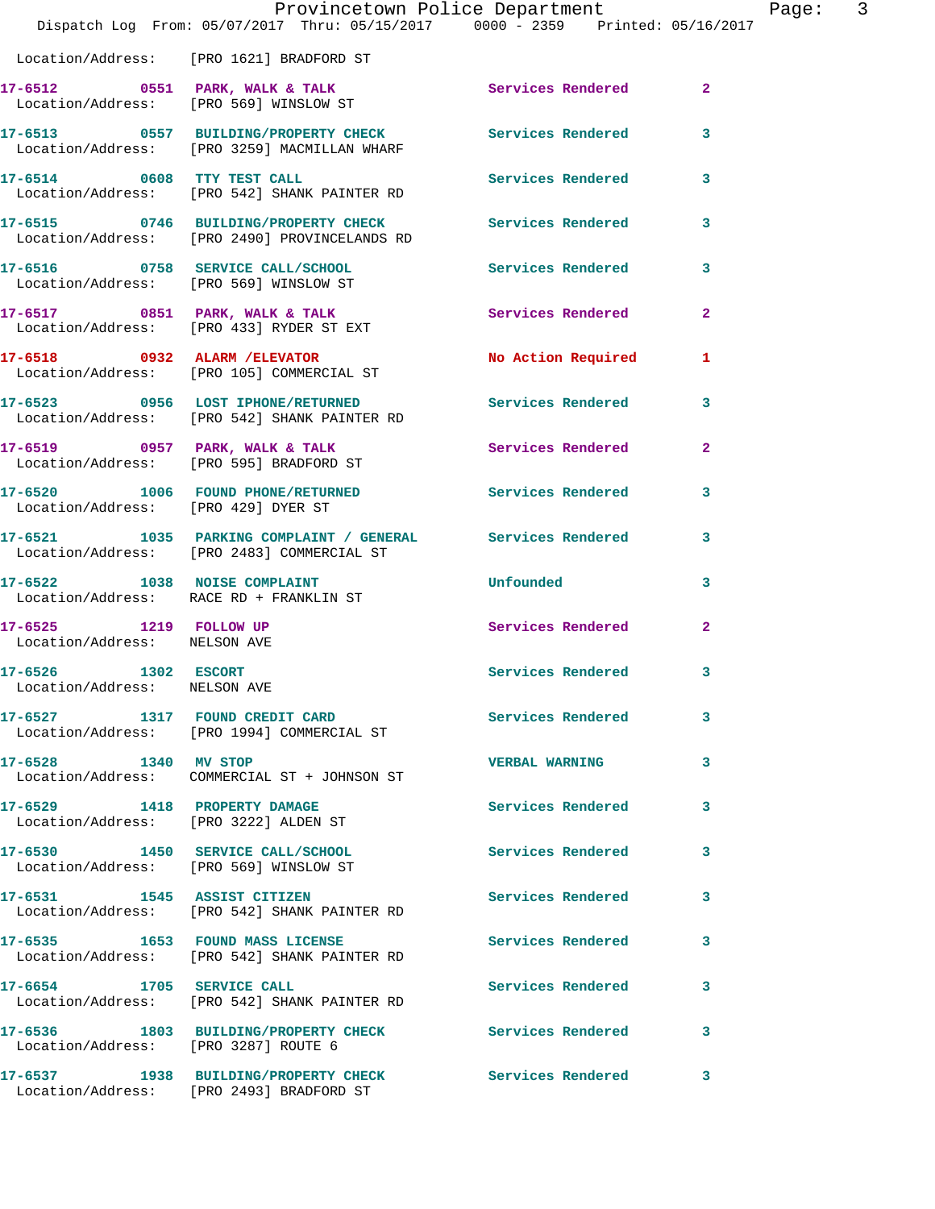Location/Address: [PRO 1621] BRADFORD ST

17-6512 0551 PARK, WALK & TALK Services Rendered 2
Location/Address: [PRO 569] WINSLOW ST

17-6513 0557 BUILDING/PROPERTY CHECK Services Rendered 3
Location/Address: [PRO 3259] MACMILLAN WHARF

17-6514 0608 TTY TEST CALL Services Rendered 3
Location/Address: [PRO 542] SHANK PAINTER RD

17-6515 0746 BUILDING/PROPERTY CHECK Services Rendered 3
Location/Address: [PRO 2490] PROVINCELANDS RD

17-6516 0758 SERVICE CALL/SCHOOL Services Rendered 3
Location/Address: [PRO 569] WINSLOW ST

17-6517 0851 PARK, WALK & TALK Services Rendered 2
Location/Address: [PRO 433] RYDER ST EXT

17-6518 0932 ALARM /ELEVATOR No Action Required 1
Location/Address: [PRO 105] COMMERCIAL ST

17-6523 0956 LOST IPHONE/RETURNED Services Rendered 3
Location/Address: [PRO 542] SHANK PAINTER RD

17-6519 0957 PARK, WALK & TALK Services Rendered 2
Location/Address: [PRO 595] BRADFORD ST

17-6520 1006 FOUND PHONE/RETURNED Services Rendered 3
Location/Address: [PRO 429] DYER ST

17-6521 1035 PARKING COMPLAINT / GENERAL Services Rendered 3
Location/Address: [PRO 2483] COMMERCIAL ST

17-6522 1038 NOISE COMPLAINT Unfounded 3
Location/Address: RACE RD + FRANKLIN ST

17-6525 1219 FOLLOW UP Services Rendered 2
Location/Address: NELSON AVE

17-6526 1302 ESCORT Services Rendered 3
Location/Address: NELSON AVE

17-6527 1317 FOUND CREDIT CARD Services Rendered 3
Location/Address: [PRO 1994] COMMERCIAL ST

17-6528 1340 MV STOP VERBAL WARNING 3
Location/Address: COMMERCIAL ST + JOHNSON ST

17-6529 1418 PROPERTY DAMAGE Services Rendered 3
Location/Address: [PRO 3222] ALDEN ST

17-6530 1450 SERVICE CALL/SCHOOL Services Rendered 3
Location/Address: [PRO 569] WINSLOW ST

17-6531 1545 ASSIST CITIZEN Services Rendered 3
Location/Address: [PRO 542] SHANK PAINTER RD

17-6535 1653 FOUND MASS LICENSE Services Rendered 3
Location/Address: [PRO 542] SHANK PAINTER RD

17-6654 1705 SERVICE CALL Services Rendered 3
Location/Address: [PRO 542] SHANK PAINTER RD

17-6536 1803 BUILDING/PROPERTY CHECK Services Rendered 3
Location/Address: [PRO 3287] ROUTE 6

17-6537 1938 BUILDING/PROPERTY CHECK Services Rendered 3
Location/Address: [PRO 2493] BRADFORD ST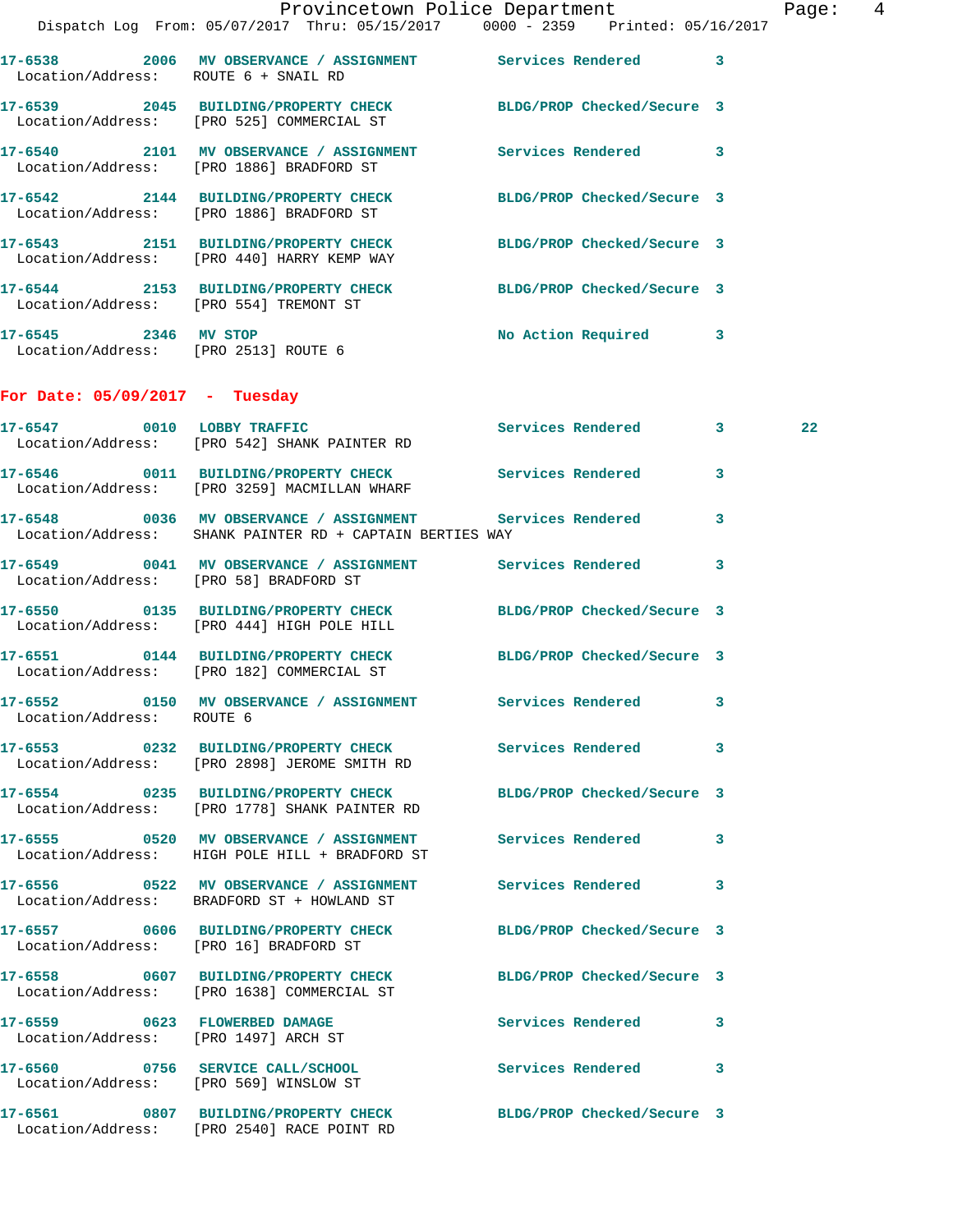17-6538 2006 MV OBSERVANCE / ASSIGNMENT Services Rendered 3
Location/Address: ROUTE 6 + SNAIL RD

17-6539 2045 BUILDING/PROPERTY CHECK BLDG/PROP Checked/Secure 3
Location/Address: [PRO 525] COMMERCIAL ST

17-6540 2101 MV OBSERVANCE / ASSIGNMENT Services Rendered 3
Location/Address: [PRO 1886] BRADFORD ST

17-6542 2144 BUILDING/PROPERTY CHECK BLDG/PROP Checked/Secure 3
Location/Address: [PRO 1886] BRADFORD ST

17-6543 2151 BUILDING/PROPERTY CHECK BLDG/PROP Checked/Secure 3
Location/Address: [PRO 440] HARRY KEMP WAY

17-6544 2153 BUILDING/PROPERTY CHECK BLDG/PROP Checked/Secure 3
Location/Address: [PRO 554] TREMONT ST

17-6545 2346 MV STOP No Action Required 3
Location/Address: [PRO 2513] ROUTE 6

## For Date: 05/09/2017 - Tuesday

17-6547 0010 LOBBY TRAFFIC Services Rendered 3 22
Location/Address: [PRO 542] SHANK PAINTER RD

17-6546 0011 BUILDING/PROPERTY CHECK Services Rendered 3
Location/Address: [PRO 3259] MACMILLAN WHARF

17-6548 0036 MV OBSERVANCE / ASSIGNMENT Services Rendered 3
Location/Address: SHANK PAINTER RD + CAPTAIN BERTIES WAY

17-6549 0041 MV OBSERVANCE / ASSIGNMENT Services Rendered 3
Location/Address: [PRO 58] BRADFORD ST

17-6550 0135 BUILDING/PROPERTY CHECK BLDG/PROP Checked/Secure 3
Location/Address: [PRO 444] HIGH POLE HILL

17-6551 0144 BUILDING/PROPERTY CHECK BLDG/PROP Checked/Secure 3
Location/Address: [PRO 182] COMMERCIAL ST

17-6552 0150 MV OBSERVANCE / ASSIGNMENT Services Rendered 3
Location/Address: ROUTE 6

17-6553 0232 BUILDING/PROPERTY CHECK Services Rendered 3
Location/Address: [PRO 2898] JEROME SMITH RD

17-6554 0235 BUILDING/PROPERTY CHECK BLDG/PROP Checked/Secure 3
Location/Address: [PRO 1778] SHANK PAINTER RD

17-6555 0520 MV OBSERVANCE / ASSIGNMENT Services Rendered 3
Location/Address: HIGH POLE HILL + BRADFORD ST

17-6556 0522 MV OBSERVANCE / ASSIGNMENT Services Rendered 3
Location/Address: BRADFORD ST + HOWLAND ST

17-6557 0606 BUILDING/PROPERTY CHECK BLDG/PROP Checked/Secure 3
Location/Address: [PRO 16] BRADFORD ST

17-6558 0607 BUILDING/PROPERTY CHECK BLDG/PROP Checked/Secure 3
Location/Address: [PRO 1638] COMMERCIAL ST

17-6559 0623 FLOWERBED DAMAGE Services Rendered 3
Location/Address: [PRO 1497] ARCH ST

17-6560 0756 SERVICE CALL/SCHOOL Services Rendered 3
Location/Address: [PRO 569] WINSLOW ST

17-6561 0807 BUILDING/PROPERTY CHECK BLDG/PROP Checked/Secure 3
Location/Address: [PRO 2540] RACE POINT RD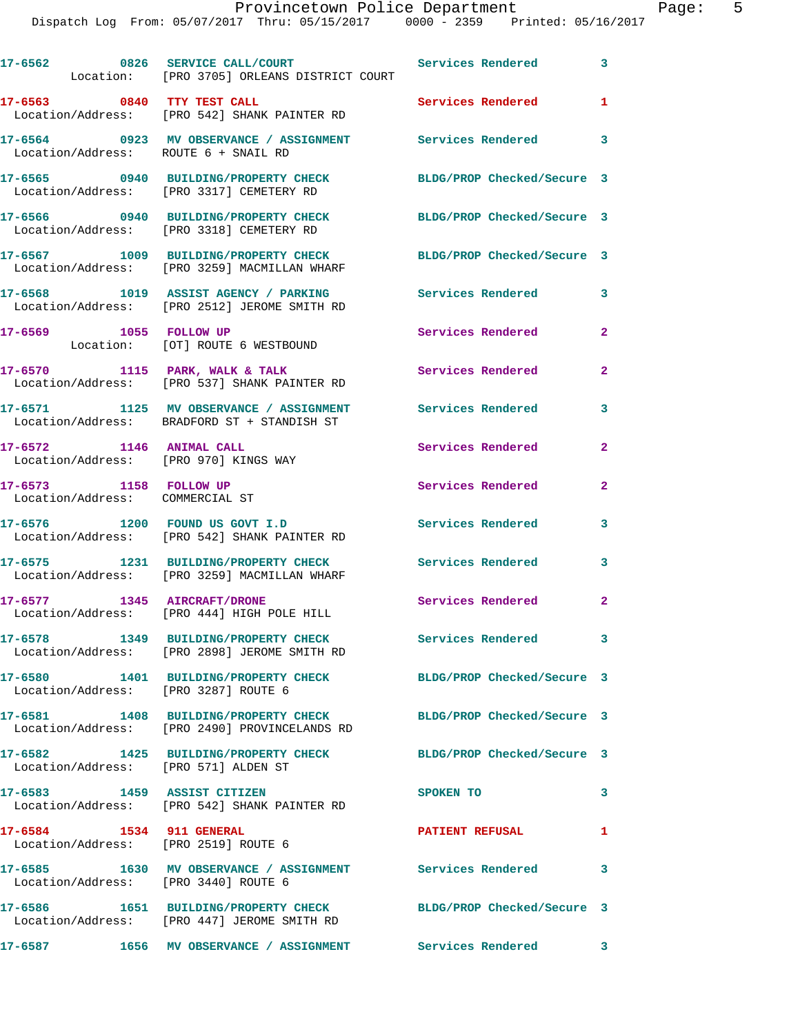17-6562 0826 SERVICE CALL/COURT Services Rendered 3
Location: [PRO 3705] ORLEANS DISTRICT COURT

17-6563 0840 TTY TEST CALL Services Rendered 1
Location/Address: [PRO 542] SHANK PAINTER RD

17-6564 0923 MV OBSERVANCE / ASSIGNMENT Services Rendered 3
Location/Address: ROUTE 6 + SNAIL RD

17-6565 0940 BUILDING/PROPERTY CHECK BLDG/PROP Checked/Secure 3
Location/Address: [PRO 3317] CEMETERY RD

17-6566 0940 BUILDING/PROPERTY CHECK BLDG/PROP Checked/Secure 3
Location/Address: [PRO 3318] CEMETERY RD

17-6567 1009 BUILDING/PROPERTY CHECK BLDG/PROP Checked/Secure 3
Location/Address: [PRO 3259] MACMILLAN WHARF

17-6568 1019 ASSIST AGENCY / PARKING Services Rendered 3
Location/Address: [PRO 2512] JEROME SMITH RD

17-6569 1055 FOLLOW UP Services Rendered 2
Location: [OT] ROUTE 6 WESTBOUND

17-6570 1115 PARK, WALK & TALK Services Rendered 2
Location/Address: [PRO 537] SHANK PAINTER RD

17-6571 1125 MV OBSERVANCE / ASSIGNMENT Services Rendered 3
Location/Address: BRADFORD ST + STANDISH ST

17-6572 1146 ANIMAL CALL Services Rendered 2
Location/Address: [PRO 970] KINGS WAY

17-6573 1158 FOLLOW UP Services Rendered 2
Location/Address: COMMERCIAL ST

17-6576 1200 FOUND US GOVT I.D Services Rendered 3
Location/Address: [PRO 542] SHANK PAINTER RD

17-6575 1231 BUILDING/PROPERTY CHECK Services Rendered 3
Location/Address: [PRO 3259] MACMILLAN WHARF

17-6577 1345 AIRCRAFT/DRONE Services Rendered 2
Location/Address: [PRO 444] HIGH POLE HILL

17-6578 1349 BUILDING/PROPERTY CHECK Services Rendered 3
Location/Address: [PRO 2898] JEROME SMITH RD

17-6580 1401 BUILDING/PROPERTY CHECK BLDG/PROP Checked/Secure 3
Location/Address: [PRO 3287] ROUTE 6

17-6581 1408 BUILDING/PROPERTY CHECK BLDG/PROP Checked/Secure 3
Location/Address: [PRO 2490] PROVINCELANDS RD

17-6582 1425 BUILDING/PROPERTY CHECK BLDG/PROP Checked/Secure 3
Location/Address: [PRO 571] ALDEN ST

17-6583 1459 ASSIST CITIZEN SPOKEN TO 3
Location/Address: [PRO 542] SHANK PAINTER RD

17-6584 1534 911 GENERAL PATIENT REFUSAL 1
Location/Address: [PRO 2519] ROUTE 6

17-6585 1630 MV OBSERVANCE / ASSIGNMENT Services Rendered 3
Location/Address: [PRO 3440] ROUTE 6

17-6586 1651 BUILDING/PROPERTY CHECK BLDG/PROP Checked/Secure 3
Location/Address: [PRO 447] JEROME SMITH RD

17-6587 1656 MV OBSERVANCE / ASSIGNMENT Services Rendered 3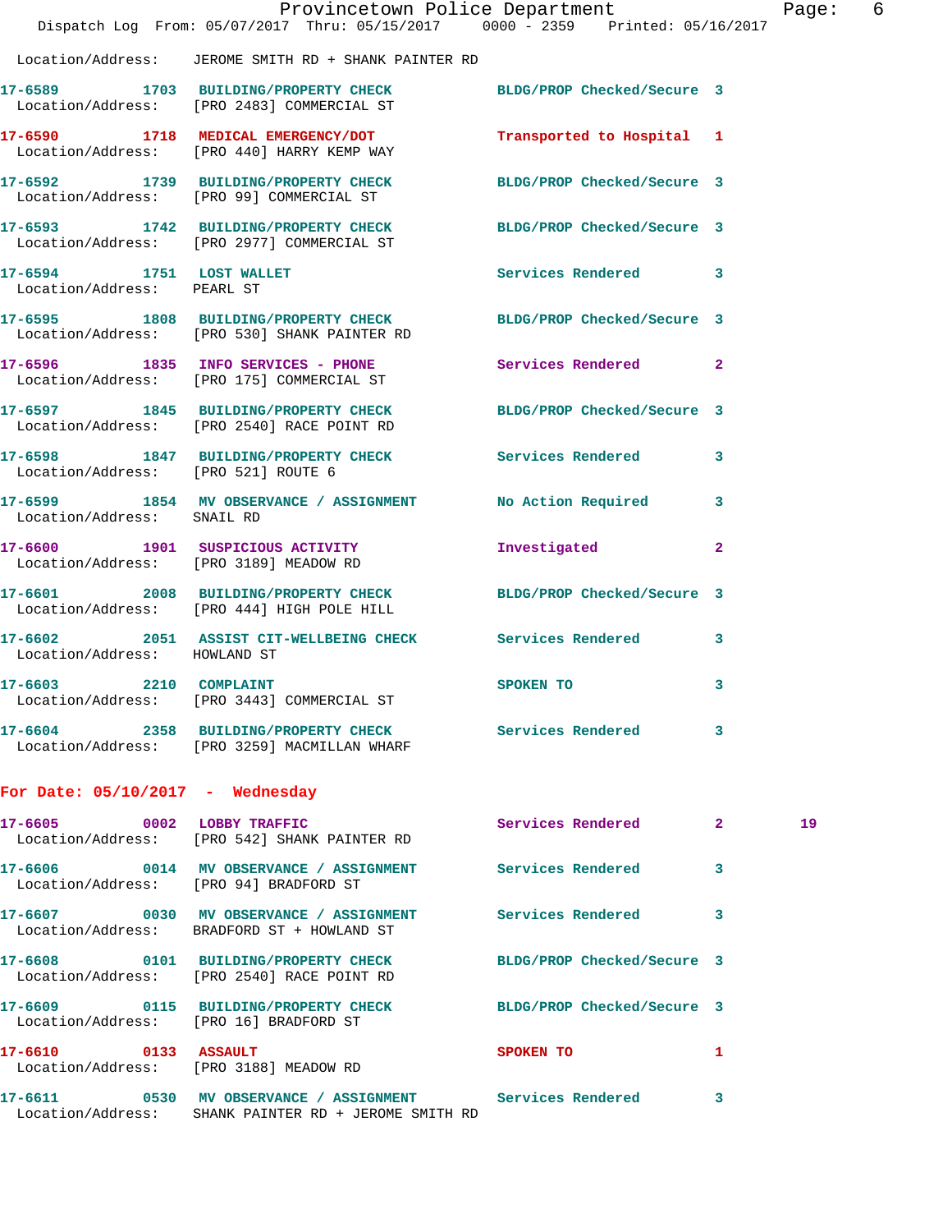Location/Address: JEROME SMITH RD + SHANK PAINTER RD

**17-6589** 1703 BUILDING/PROPERTY CHECK BLDG/PROP Checked/Secure 3
Location/Address: [PRO 2483] COMMERCIAL ST

**17-6590** 1718 MEDICAL EMERGENCY/DOT Transported to Hospital 1
Location/Address: [PRO 440] HARRY KEMP WAY

**17-6592** 1739 BUILDING/PROPERTY CHECK BLDG/PROP Checked/Secure 3
Location/Address: [PRO 99] COMMERCIAL ST

**17-6593** 1742 BUILDING/PROPERTY CHECK BLDG/PROP Checked/Secure 3
Location/Address: [PRO 2977] COMMERCIAL ST

**17-6594** 1751 LOST WALLET Services Rendered 3
Location/Address: PEARL ST

**17-6595** 1808 BUILDING/PROPERTY CHECK BLDG/PROP Checked/Secure 3
Location/Address: [PRO 530] SHANK PAINTER RD

**17-6596** 1835 INFO SERVICES - PHONE Services Rendered 2
Location/Address: [PRO 175] COMMERCIAL ST

**17-6597** 1845 BUILDING/PROPERTY CHECK BLDG/PROP Checked/Secure 3
Location/Address: [PRO 2540] RACE POINT RD

**17-6598** 1847 BUILDING/PROPERTY CHECK Services Rendered 3
Location/Address: [PRO 521] ROUTE 6

**17-6599** 1854 MV OBSERVATION / ASSIGNMENT No Action Required 3
Location/Address: SNAIL RD

**17-6600** 1901 SUSPICIOUS ACTIVITY Investigated 2
Location/Address: [PRO 3189] MEADOW RD

**17-6601** 2008 BUILDING/PROPERTY CHECK BLDG/PROP Checked/Secure 3
Location/Address: [PRO 444] HIGH POLE HILL

**17-6602** 2051 ASSIST CIT-WELLBEING CHECK Services Rendered 3
Location/Address: HOWLAND ST

**17-6603** 2210 COMPLAINT SPOKEN TO 3
Location/Address: [PRO 3443] COMMERCIAL ST

**17-6604** 2358 BUILDING/PROPERTY CHECK Services Rendered 3
Location/Address: [PRO 3259] MACMILLAN WHARF

## For Date: 05/10/2017 - Wednesday

**17-6605** 0002 LOBBY TRAFFIC Services Rendered 2 19
Location/Address: [PRO 542] SHANK PAINTER RD

**17-6606** 0014 MV OBSERVATION / ASSIGNMENT Services Rendered 3
Location/Address: [PRO 94] BRADFORD ST

**17-6607** 0030 MV OBSERVATION / ASSIGNMENT Services Rendered 3
Location/Address: BRADFORD ST + HOWLAND ST

**17-6608** 0101 BUILDING/PROPERTY CHECK BLDG/PROP Checked/Secure 3
Location/Address: [PRO 2540] RACE POINT RD

**17-6609** 0115 BUILDING/PROPERTY CHECK BLDG/PROP Checked/Secure 3
Location/Address: [PRO 16] BRADFORD ST

**17-6610** 0133 ASSAULT SPOKEN TO 1
Location/Address: [PRO 3188] MEADOW RD

**17-6611** 0530 MV OBSERVATION / ASSIGNMENT Services Rendered 3
Location/Address: SHANK PAINTER RD + JEROME SMITH RD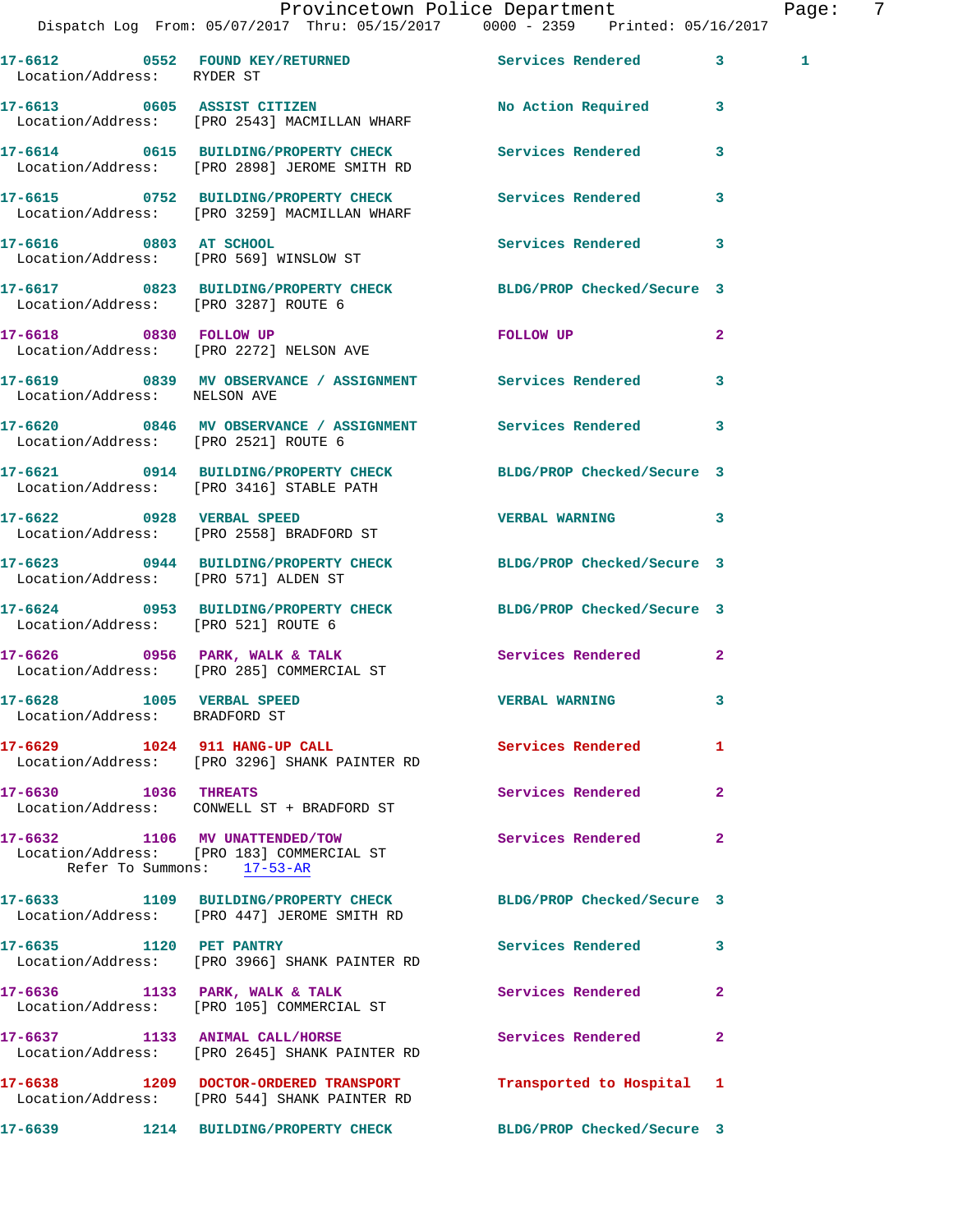17-6612 0552 FOUND KEY/RETURNED Services Rendered 3 1
 Location/Address: RYDER ST

17-6613 0605 ASSIST CITIZEN No Action Required 3
 Location/Address: [PRO 2543] MACMILLAN WHARF

17-6614 0615 BUILDING/PROPERTY CHECK Services Rendered 3
 Location/Address: [PRO 2898] JEROME SMITH RD

17-6615 0752 BUILDING/PROPERTY CHECK Services Rendered 3
 Location/Address: [PRO 3259] MACMILLAN WHARF

17-6616 0803 AT SCHOOL Services Rendered 3
 Location/Address: [PRO 569] WINSLOW ST

17-6617 0823 BUILDING/PROPERTY CHECK BLDG/PROP Checked/Secure 3
 Location/Address: [PRO 3287] ROUTE 6

17-6618 0830 FOLLOW UP FOLLOW UP 2
 Location/Address: [PRO 2272] NELSON AVE

17-6619 0839 MV OBSERVANCE / ASSIGNMENT Services Rendered 3
 Location/Address: NELSON AVE

17-6620 0846 MV OBSERVANCE / ASSIGNMENT Services Rendered 3
 Location/Address: [PRO 2521] ROUTE 6

17-6621 0914 BUILDING/PROPERTY CHECK BLDG/PROP Checked/Secure 3
 Location/Address: [PRO 3416] STABLE PATH

17-6622 0928 VERBAL SPEED VERBAL WARNING 3
 Location/Address: [PRO 2558] BRADFORD ST

17-6623 0944 BUILDING/PROPERTY CHECK BLDG/PROP Checked/Secure 3
 Location/Address: [PRO 571] ALDEN ST

17-6624 0953 BUILDING/PROPERTY CHECK BLDG/PROP Checked/Secure 3
 Location/Address: [PRO 521] ROUTE 6

17-6626 0956 PARK, WALK & TALK Services Rendered 2
 Location/Address: [PRO 285] COMMERCIAL ST

17-6628 1005 VERBAL SPEED VERBAL WARNING 3
 Location/Address: BRADFORD ST

17-6629 1024 911 HANG-UP CALL Services Rendered 1
 Location/Address: [PRO 3296] SHANK PAINTER RD

17-6630 1036 THREATS Services Rendered 2
 Location/Address: CONWELL ST + BRADFORD ST

17-6632 1106 MV UNATTENDED/TOW Services Rendered 2
 Location/Address: [PRO 183] COMMERCIAL ST
 Refer To Summons: 17-53-AR

17-6633 1109 BUILDING/PROPERTY CHECK BLDG/PROP Checked/Secure 3
 Location/Address: [PRO 447] JEROME SMITH RD

17-6635 1120 PET PANTRY Services Rendered 3
 Location/Address: [PRO 3966] SHANK PAINTER RD

17-6636 1133 PARK, WALK & TALK Services Rendered 2
 Location/Address: [PRO 105] COMMERCIAL ST

17-6637 1133 ANIMAL CALL/HORSE Services Rendered 2
 Location/Address: [PRO 2645] SHANK PAINTER RD

17-6638 1209 DOCTOR-ORDERED TRANSPORT Transported to Hospital 1
 Location/Address: [PRO 544] SHANK PAINTER RD

17-6639 1214 BUILDING/PROPERTY CHECK BLDG/PROP Checked/Secure 3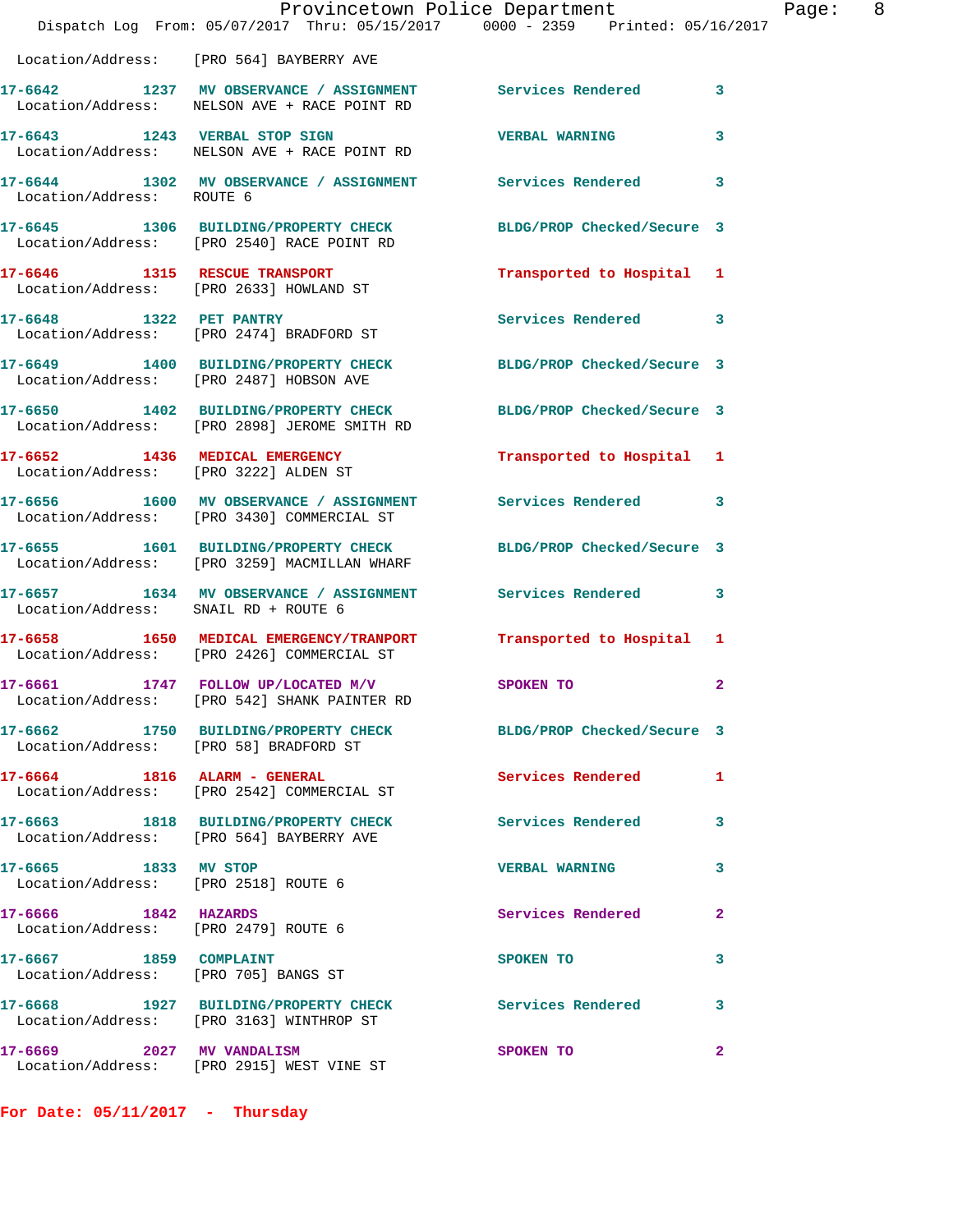Location/Address: [PRO 564] BAYBERRY AVE

**17-6642** 1237 **MV OBSERVANCE / ASSIGNMENT** Services Rendered 3
Location/Address: NELSON AVE + RACE POINT RD

**17-6643** 1243 **VERBAL STOP SIGN** VERBAL WARNING 3
Location/Address: NELSON AVE + RACE POINT RD

**17-6644** 1302 **MV OBSERVANCE / ASSIGNMENT** Services Rendered 3
Location/Address: ROUTE 6

**17-6645** 1306 **BUILDING/PROPERTY CHECK** BLDG/PROP Checked/Secure 3
Location/Address: [PRO 2540] RACE POINT RD

**17-6646** 1315 **RESCUE TRANSPORT** Transported to Hospital 1
Location/Address: [PRO 2633] HOWLAND ST

**17-6648** 1322 **PET PANTRY** Services Rendered 3
Location/Address: [PRO 2474] BRADFORD ST

**17-6649** 1400 **BUILDING/PROPERTY CHECK** BLDG/PROP Checked/Secure 3
Location/Address: [PRO 2487] HOBSON AVE

**17-6650** 1402 **BUILDING/PROPERTY CHECK** BLDG/PROP Checked/Secure 3
Location/Address: [PRO 2898] JEROME SMITH RD

**17-6652** 1436 **MEDICAL EMERGENCY** Transported to Hospital 1
Location/Address: [PRO 3222] ALDEN ST

**17-6656** 1600 **MV OBSERVANCE / ASSIGNMENT** Services Rendered 3
Location/Address: [PRO 3430] COMMERCIAL ST

**17-6655** 1601 **BUILDING/PROPERTY CHECK** BLDG/PROP Checked/Secure 3
Location/Address: [PRO 3259] MACMILLAN WHARF

**17-6657** 1634 **MV OBSERVANCE / ASSIGNMENT** Services Rendered 3
Location/Address: SNAIL RD + ROUTE 6

**17-6658** 1650 **MEDICAL EMERGENCY/TRANPORT** Transported to Hospital 1
Location/Address: [PRO 2426] COMMERCIAL ST

**17-6661** 1747 **FOLLOW UP/LOCATED M/V** SPOKEN TO 2
Location/Address: [PRO 542] SHANK PAINTER RD

**17-6662** 1750 **BUILDING/PROPERTY CHECK** BLDG/PROP Checked/Secure 3
Location/Address: [PRO 58] BRADFORD ST

**17-6664** 1816 **ALARM - GENERAL** Services Rendered 1
Location/Address: [PRO 2542] COMMERCIAL ST

**17-6663** 1818 **BUILDING/PROPERTY CHECK** Services Rendered 3
Location/Address: [PRO 564] BAYBERRY AVE

**17-6665** 1833 **MV STOP** VERBAL WARNING 3
Location/Address: [PRO 2518] ROUTE 6

**17-6666** 1842 **HAZARDS** Services Rendered 2
Location/Address: [PRO 2479] ROUTE 6

**17-6667** 1859 **COMPLAINT** SPOKEN TO 3
Location/Address: [PRO 705] BANGS ST

**17-6668** 1927 **BUILDING/PROPERTY CHECK** Services Rendered 3
Location/Address: [PRO 3163] WINTHROP ST

**17-6669** 2027 **MV VANDALISM** SPOKEN TO 2
Location/Address: [PRO 2915] WEST VINE ST

**For Date: 05/11/2017 - Thursday**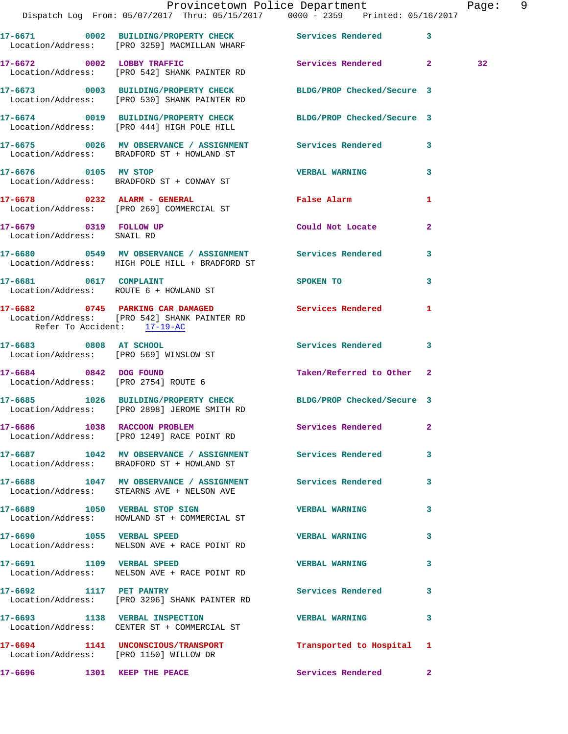17-6671 0002 BUILDING/PROPERTY CHECK Services Rendered 3
Location/Address: [PRO 3259] MACMILLAN WHARF

17-6672 0002 LOBBY TRAFFIC Services Rendered 2 32
Location/Address: [PRO 542] SHANK PAINTER RD

17-6673 0003 BUILDING/PROPERTY CHECK BLDG/PROP Checked/Secure 3
Location/Address: [PRO 530] SHANK PAINTER RD

17-6674 0019 BUILDING/PROPERTY CHECK BLDG/PROP Checked/Secure 3
Location/Address: [PRO 444] HIGH POLE HILL

17-6675 0026 MV OBSERVANCE / ASSIGNMENT Services Rendered 3
Location/Address: BRADFORD ST + HOWLAND ST

17-6676 0105 MV STOP VERBAL WARNING 3
Location/Address: BRADFORD ST + CONWAY ST

17-6678 0232 ALARM - GENERAL False Alarm 1
Location/Address: [PRO 269] COMMERCIAL ST

17-6679 0319 FOLLOW UP Could Not Locate 2
Location/Address: SNAIL RD

17-6680 0549 MV OBSERVANCE / ASSIGNMENT Services Rendered 3
Location/Address: HIGH POLE HILL + BRADFORD ST

17-6681 0617 COMPLAINT SPOKEN TO 3
Location/Address: ROUTE 6 + HOWLAND ST

17-6682 0745 PARKING CAR DAMAGED Services Rendered 1
Location/Address: [PRO 542] SHANK PAINTER RD
Refer To Accident: 17-19-AC

17-6683 0808 AT SCHOOL Services Rendered 3
Location/Address: [PRO 569] WINSLOW ST

17-6684 0842 DOG FOUND Taken/Referred to Other 2
Location/Address: [PRO 2754] ROUTE 6

17-6685 1026 BUILDING/PROPERTY CHECK BLDG/PROP Checked/Secure 3
Location/Address: [PRO 2898] JEROME SMITH RD

17-6686 1038 RACCOON PROBLEM Services Rendered 2
Location/Address: [PRO 1249] RACE POINT RD

17-6687 1042 MV OBSERVANCE / ASSIGNMENT Services Rendered 3
Location/Address: BRADFORD ST + HOWLAND ST

17-6688 1047 MV OBSERVANCE / ASSIGNMENT Services Rendered 3
Location/Address: STEARNS AVE + NELSON AVE

17-6689 1050 VERBAL STOP SIGN VERBAL WARNING 3
Location/Address: HOWLAND ST + COMMERCIAL ST

17-6690 1055 VERBAL SPEED VERBAL WARNING 3
Location/Address: NELSON AVE + RACE POINT RD

17-6691 1109 VERBAL SPEED VERBAL WARNING 3
Location/Address: NELSON AVE + RACE POINT RD

17-6692 1117 PET PANTRY Services Rendered 3
Location/Address: [PRO 3296] SHANK PAINTER RD

17-6693 1138 VERBAL INSPECTION VERBAL WARNING 3
Location/Address: CENTER ST + COMMERCIAL ST

17-6694 1141 UNCONSCIOUS/TRANSPORT Transported to Hospital 1
Location/Address: [PRO 1150] WILLOW DR

17-6696 1301 KEEP THE PEACE Services Rendered 2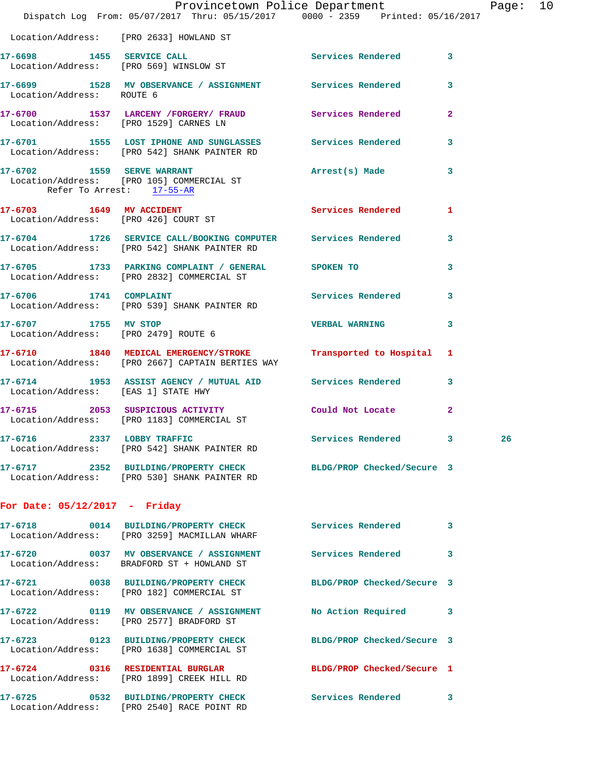Location/Address: [PRO 2633] HOWLAND ST

**17-6698** 1455 SERVICE CALL — Services Rendered 3
Location/Address: [PRO 569] WINSLOW ST

**17-6699** 1528 MV OBSERVANCE / ASSIGNMENT — Services Rendered 3
Location/Address: ROUTE 6

**17-6700** 1537 LARCENY /FORGERY/ FRAUD — Services Rendered 2
Location/Address: [PRO 1529] CARNES LN

**17-6701** 1555 LOST IPHONE AND SUNGLASSES — Services Rendered 3
Location/Address: [PRO 542] SHANK PAINTER RD

**17-6702** 1559 SERVE WARRANT — Arrest(s) Made 3
Location/Address: [PRO 105] COMMERCIAL ST
Refer To Arrest: 17-55-AR

**17-6703** 1649 MV ACCIDENT — Services Rendered 1
Location/Address: [PRO 426] COURT ST

**17-6704** 1726 SERVICE CALL/BOOKING COMPUTER — Services Rendered 3
Location/Address: [PRO 542] SHANK PAINTER RD

**17-6705** 1733 PARKING COMPLAINT / GENERAL — SPOKEN TO 3
Location/Address: [PRO 2832] COMMERCIAL ST

**17-6706** 1741 COMPLAINT — Services Rendered 3
Location/Address: [PRO 539] SHANK PAINTER RD

**17-6707** 1755 MV STOP — VERBAL WARNING 3
Location/Address: [PRO 2479] ROUTE 6

**17-6710** 1840 MEDICAL EMERGENCY/STROKE — Transported to Hospital 1
Location/Address: [PRO 2667] CAPTAIN BERTIES WAY

**17-6714** 1953 ASSIST AGENCY / MUTUAL AID — Services Rendered 3
Location/Address: [EAS 1] STATE HWY

**17-6715** 2053 SUSPICIOUS ACTIVITY — Could Not Locate 2
Location/Address: [PRO 1183] COMMERCIAL ST

**17-6716** 2337 LOBBY TRAFFIC — Services Rendered 3 26
Location/Address: [PRO 542] SHANK PAINTER RD

**17-6717** 2352 BUILDING/PROPERTY CHECK — BLDG/PROP Checked/Secure 3
Location/Address: [PRO 530] SHANK PAINTER RD

## For Date: 05/12/2017 - Friday

**17-6718** 0014 BUILDING/PROPERTY CHECK — Services Rendered 3
Location/Address: [PRO 3259] MACMILLAN WHARF

**17-6720** 0037 MV OBSERVANCE / ASSIGNMENT — Services Rendered 3
Location/Address: BRADFORD ST + HOWLAND ST

**17-6721** 0038 BUILDING/PROPERTY CHECK — BLDG/PROP Checked/Secure 3
Location/Address: [PRO 182] COMMERCIAL ST

**17-6722** 0119 MV OBSERVANCE / ASSIGNMENT — No Action Required 3
Location/Address: [PRO 2577] BRADFORD ST

**17-6723** 0123 BUILDING/PROPERTY CHECK — BLDG/PROP Checked/Secure 3
Location/Address: [PRO 1638] COMMERCIAL ST

**17-6724** 0316 RESIDENTIAL BURGLAR — BLDG/PROP Checked/Secure 1
Location/Address: [PRO 1899] CREEK HILL RD

**17-6725** 0532 BUILDING/PROPERTY CHECK — Services Rendered 3
Location/Address: [PRO 2540] RACE POINT RD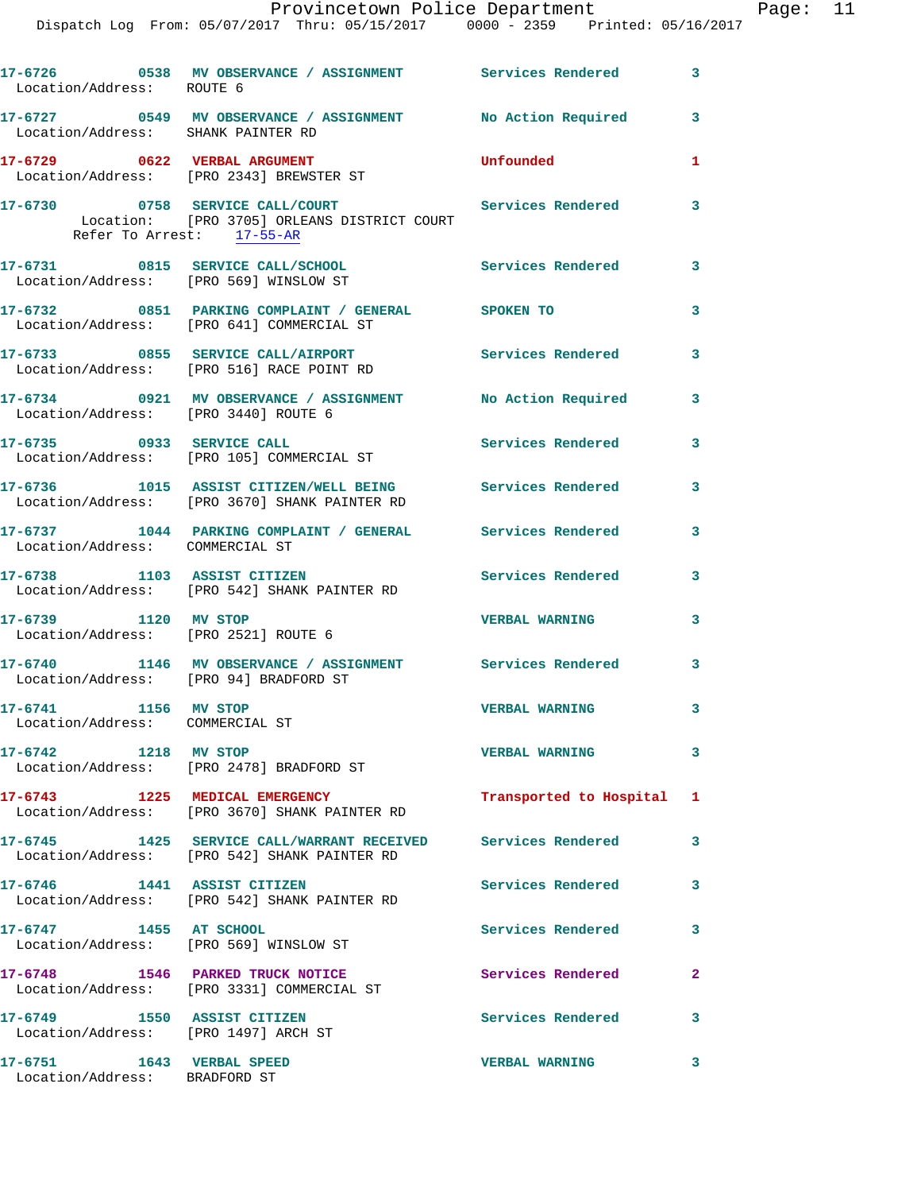17-6726 0538 MV OBSERVANCE / ASSIGNMENT Services Rendered 3
Location/Address: ROUTE 6

17-6727 0549 MV OBSERVANCE / ASSIGNMENT No Action Required 3
Location/Address: SHANK PAINTER RD

17-6729 0622 VERBAL ARGUMENT Unfounded 1
Location/Address: [PRO 2343] BREWSTER ST

17-6730 0758 SERVICE CALL/COURT Services Rendered 3
Location: [PRO 3705] ORLEANS DISTRICT COURT
Refer To Arrest: 17-55-AR

17-6731 0815 SERVICE CALL/SCHOOL Services Rendered 3
Location/Address: [PRO 569] WINSLOW ST

17-6732 0851 PARKING COMPLAINT / GENERAL SPOKEN TO 3
Location/Address: [PRO 641] COMMERCIAL ST

17-6733 0855 SERVICE CALL/AIRPORT Services Rendered 3
Location/Address: [PRO 516] RACE POINT RD

17-6734 0921 MV OBSERVANCE / ASSIGNMENT No Action Required 3
Location/Address: [PRO 3440] ROUTE 6

17-6735 0933 SERVICE CALL Services Rendered 3
Location/Address: [PRO 105] COMMERCIAL ST

17-6736 1015 ASSIST CITIZEN/WELL BEING Services Rendered 3
Location/Address: [PRO 3670] SHANK PAINTER RD

17-6737 1044 PARKING COMPLAINT / GENERAL Services Rendered 3
Location/Address: COMMERCIAL ST

17-6738 1103 ASSIST CITIZEN Services Rendered 3
Location/Address: [PRO 542] SHANK PAINTER RD

17-6739 1120 MV STOP VERBAL WARNING 3
Location/Address: [PRO 2521] ROUTE 6

17-6740 1146 MV OBSERVANCE / ASSIGNMENT Services Rendered 3
Location/Address: [PRO 94] BRADFORD ST

17-6741 1156 MV STOP VERBAL WARNING 3
Location/Address: COMMERCIAL ST

17-6742 1218 MV STOP VERBAL WARNING 3
Location/Address: [PRO 2478] BRADFORD ST

17-6743 1225 MEDICAL EMERGENCY Transported to Hospital 1
Location/Address: [PRO 3670] SHANK PAINTER RD

17-6745 1425 SERVICE CALL/WARRANT RECEIVED Services Rendered 3
Location/Address: [PRO 542] SHANK PAINTER RD

17-6746 1441 ASSIST CITIZEN Services Rendered 3
Location/Address: [PRO 542] SHANK PAINTER RD

17-6747 1455 AT SCHOOL Services Rendered 3
Location/Address: [PRO 569] WINSLOW ST

17-6748 1546 PARKED TRUCK NOTICE Services Rendered 2
Location/Address: [PRO 3331] COMMERCIAL ST

17-6749 1550 ASSIST CITIZEN Services Rendered 3
Location/Address: [PRO 1497] ARCH ST

17-6751 1643 VERBAL SPEED VERBAL WARNING 3
Location/Address: BRADFORD ST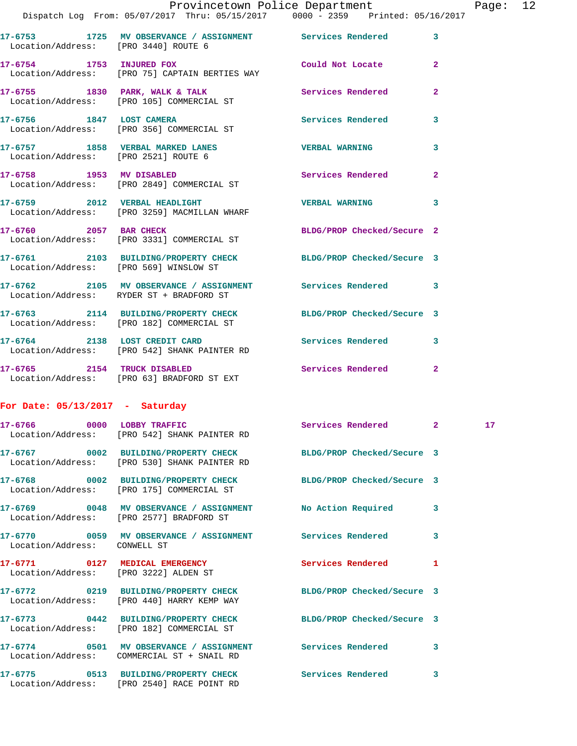17-6753 1725 MV OBSERVANCE / ASSIGNMENT Services Rendered 3
Location/Address: [PRO 3440] ROUTE 6

17-6754 1753 INJURED FOX Could Not Locate 2
Location/Address: [PRO 75] CAPTAIN BERTIES WAY

17-6755 1830 PARK, WALK & TALK Services Rendered 2
Location/Address: [PRO 105] COMMERCIAL ST

17-6756 1847 LOST CAMERA Services Rendered 3
Location/Address: [PRO 356] COMMERCIAL ST

17-6757 1858 VERBAL MARKED LANES VERBAL WARNING 3
Location/Address: [PRO 2521] ROUTE 6

17-6758 1953 MV DISABLED Services Rendered 2
Location/Address: [PRO 2849] COMMERCIAL ST

17-6759 2012 VERBAL HEADLIGHT VERBAL WARNING 3
Location/Address: [PRO 3259] MACMILLAN WHARF

17-6760 2057 BAR CHECK BLDG/PROP Checked/Secure 2
Location/Address: [PRO 3331] COMMERCIAL ST

17-6761 2103 BUILDING/PROPERTY CHECK BLDG/PROP Checked/Secure 3
Location/Address: [PRO 569] WINSLOW ST

17-6762 2105 MV OBSERVANCE / ASSIGNMENT Services Rendered 3
Location/Address: RYDER ST + BRADFORD ST

17-6763 2114 BUILDING/PROPERTY CHECK BLDG/PROP Checked/Secure 3
Location/Address: [PRO 182] COMMERCIAL ST

17-6764 2138 LOST CREDIT CARD Services Rendered 3
Location/Address: [PRO 542] SHANK PAINTER RD

17-6765 2154 TRUCK DISABLED Services Rendered 2
Location/Address: [PRO 63] BRADFORD ST EXT

**For Date: 05/13/2017 - Saturday**

17-6766 0000 LOBBY TRAFFIC Services Rendered 2 17
Location/Address: [PRO 542] SHANK PAINTER RD

17-6767 0002 BUILDING/PROPERTY CHECK BLDG/PROP Checked/Secure 3
Location/Address: [PRO 530] SHANK PAINTER RD

17-6768 0002 BUILDING/PROPERTY CHECK BLDG/PROP Checked/Secure 3
Location/Address: [PRO 175] COMMERCIAL ST

17-6769 0048 MV OBSERVANCE / ASSIGNMENT No Action Required 3
Location/Address: [PRO 2577] BRADFORD ST

17-6770 0059 MV OBSERVANCE / ASSIGNMENT Services Rendered 3
Location/Address: CONWELL ST

17-6771 0127 MEDICAL EMERGENCY Services Rendered 1
Location/Address: [PRO 3222] ALDEN ST

17-6772 0219 BUILDING/PROPERTY CHECK BLDG/PROP Checked/Secure 3
Location/Address: [PRO 440] HARRY KEMP WAY

17-6773 0442 BUILDING/PROPERTY CHECK BLDG/PROP Checked/Secure 3
Location/Address: [PRO 182] COMMERCIAL ST

17-6774 0501 MV OBSERVANCE / ASSIGNMENT Services Rendered 3
Location/Address: COMMERCIAL ST + SNAIL RD

17-6775 0513 BUILDING/PROPERTY CHECK Services Rendered 3
Location/Address: [PRO 2540] RACE POINT RD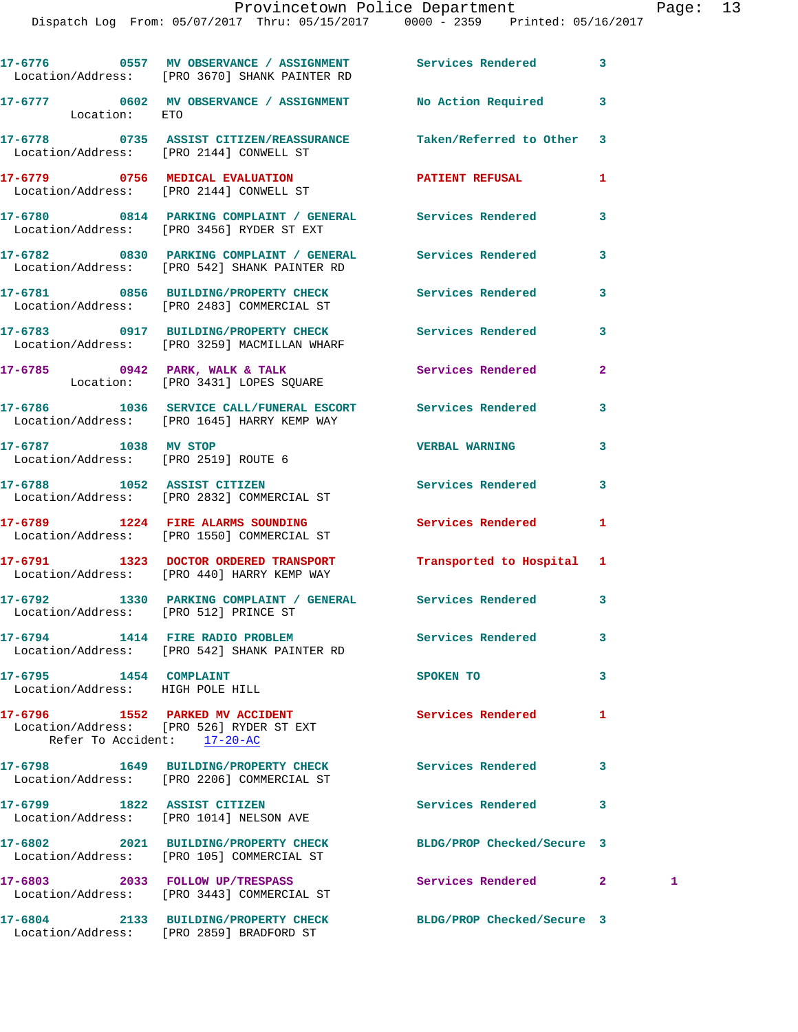17-6776 0557 MV OBSERVANCE / ASSIGNMENT Services Rendered 3
Location/Address: [PRO 3670] SHANK PAINTER RD

17-6777 0602 MV OBSERVANCE / ASSIGNMENT No Action Required 3
Location: ETO

17-6778 0735 ASSIST CITIZEN/REASSURANCE Taken/Referred to Other 3
Location/Address: [PRO 2144] CONWELL ST

17-6779 0756 MEDICAL EVALUATION PATIENT REFUSAL 1
Location/Address: [PRO 2144] CONWELL ST

17-6780 0814 PARKING COMPLAINT / GENERAL Services Rendered 3
Location/Address: [PRO 3456] RYDER ST EXT

17-6782 0830 PARKING COMPLAINT / GENERAL Services Rendered 3
Location/Address: [PRO 542] SHANK PAINTER RD

17-6781 0856 BUILDING/PROPERTY CHECK Services Rendered 3
Location/Address: [PRO 2483] COMMERCIAL ST

17-6783 0917 BUILDING/PROPERTY CHECK Services Rendered 3
Location/Address: [PRO 3259] MACMILLAN WHARF

17-6785 0942 PARK, WALK & TALK Services Rendered 2
Location: [PRO 3431] LOPES SQUARE

17-6786 1036 SERVICE CALL/FUNERAL ESCORT Services Rendered 3
Location/Address: [PRO 1645] HARRY KEMP WAY

17-6787 1038 MV STOP VERBAL WARNING 3
Location/Address: [PRO 2519] ROUTE 6

17-6788 1052 ASSIST CITIZEN Services Rendered 3
Location/Address: [PRO 2832] COMMERCIAL ST

17-6789 1224 FIRE ALARMS SOUNDING Services Rendered 1
Location/Address: [PRO 1550] COMMERCIAL ST

17-6791 1323 DOCTOR ORDERED TRANSPORT Transported to Hospital 1
Location/Address: [PRO 440] HARRY KEMP WAY

17-6792 1330 PARKING COMPLAINT / GENERAL Services Rendered 3
Location/Address: [PRO 512] PRINCE ST

17-6794 1414 FIRE RADIO PROBLEM Services Rendered 3
Location/Address: [PRO 542] SHANK PAINTER RD

17-6795 1454 COMPLAINT SPOKEN TO 3
Location/Address: HIGH POLE HILL

17-6796 1552 PARKED MV ACCIDENT Services Rendered 1
Location/Address: [PRO 526] RYDER ST EXT
Refer To Accident: 17-20-AC

17-6798 1649 BUILDING/PROPERTY CHECK Services Rendered 3
Location/Address: [PRO 2206] COMMERCIAL ST

17-6799 1822 ASSIST CITIZEN Services Rendered 3
Location/Address: [PRO 1014] NELSON AVE

17-6802 2021 BUILDING/PROPERTY CHECK BLDG/PROP Checked/Secure 3
Location/Address: [PRO 105] COMMERCIAL ST

17-6803 2033 FOLLOW UP/TRESPASS Services Rendered 2 1
Location/Address: [PRO 3443] COMMERCIAL ST

17-6804 2133 BUILDING/PROPERTY CHECK BLDG/PROP Checked/Secure 3
Location/Address: [PRO 2859] BRADFORD ST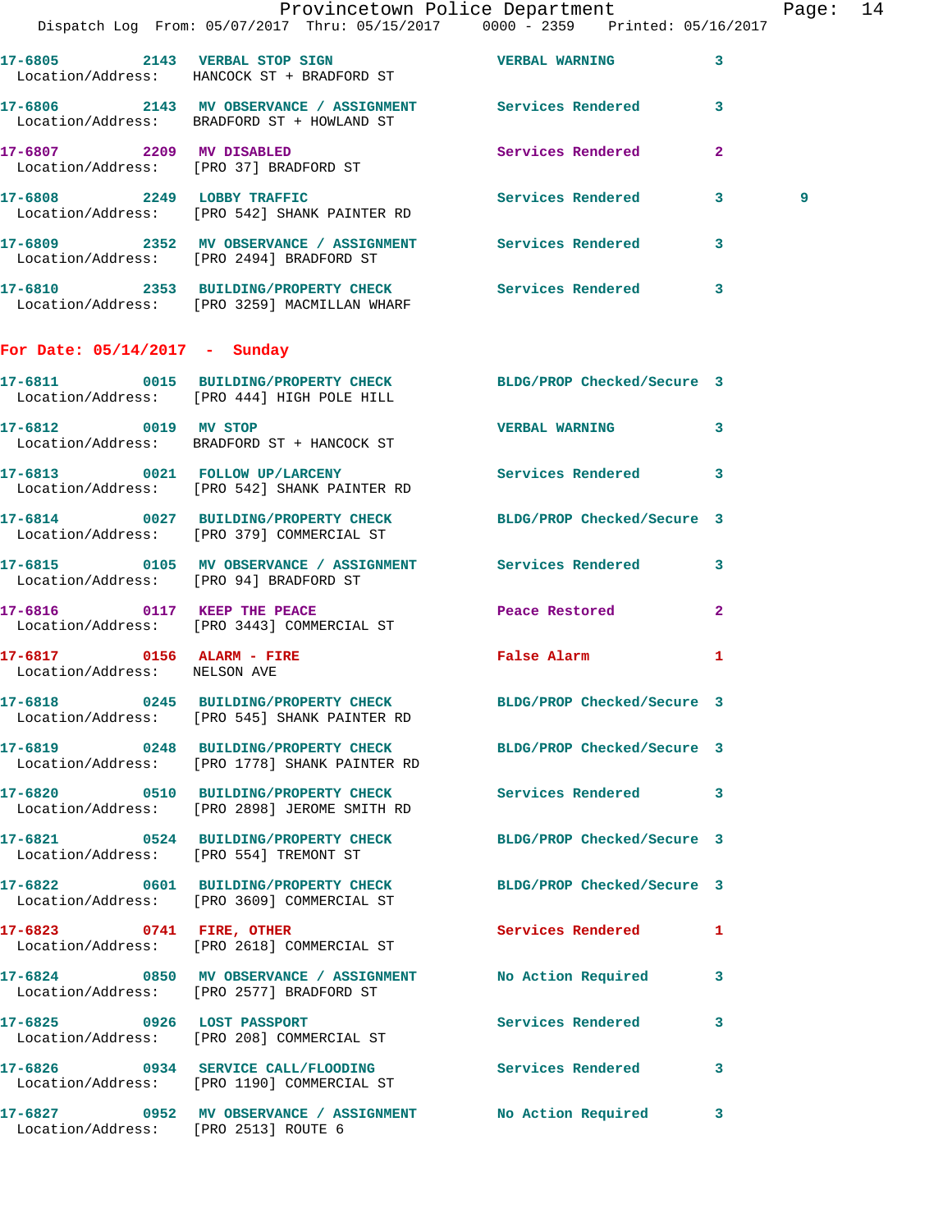17-6805 2143 VERBAL STOP SIGN VERBAL WARNING 3
Location/Address: HANCOCK ST + BRADFORD ST

17-6806 2143 MV OBSERVANCE / ASSIGNMENT Services Rendered 3
Location/Address: BRADFORD ST + HOWLAND ST

17-6807 2209 MV DISABLED Services Rendered 2
Location/Address: [PRO 37] BRADFORD ST

17-6808 2249 LOBBY TRAFFIC Services Rendered 3 9
Location/Address: [PRO 542] SHANK PAINTER RD

17-6809 2352 MV OBSERVANCE / ASSIGNMENT Services Rendered 3
Location/Address: [PRO 2494] BRADFORD ST

17-6810 2353 BUILDING/PROPERTY CHECK Services Rendered 3
Location/Address: [PRO 3259] MACMILLAN WHARF

## For Date: 05/14/2017 - Sunday

17-6811 0015 BUILDING/PROPERTY CHECK BLDG/PROP Checked/Secure 3
Location/Address: [PRO 444] HIGH POLE HILL

17-6812 0019 MV STOP VERBAL WARNING 3
Location/Address: BRADFORD ST + HANCOCK ST

17-6813 0021 FOLLOW UP/LARCENY Services Rendered 3
Location/Address: [PRO 542] SHANK PAINTER RD

17-6814 0027 BUILDING/PROPERTY CHECK BLDG/PROP Checked/Secure 3
Location/Address: [PRO 379] COMMERCIAL ST

17-6815 0105 MV OBSERVANCE / ASSIGNMENT Services Rendered 3
Location/Address: [PRO 94] BRADFORD ST

17-6816 0117 KEEP THE PEACE Peace Restored 2
Location/Address: [PRO 3443] COMMERCIAL ST

17-6817 0156 ALARM - FIRE False Alarm 1
Location/Address: NELSON AVE

17-6818 0245 BUILDING/PROPERTY CHECK BLDG/PROP Checked/Secure 3
Location/Address: [PRO 545] SHANK PAINTER RD

17-6819 0248 BUILDING/PROPERTY CHECK BLDG/PROP Checked/Secure 3
Location/Address: [PRO 1778] SHANK PAINTER RD

17-6820 0510 BUILDING/PROPERTY CHECK Services Rendered 3
Location/Address: [PRO 2898] JEROME SMITH RD

17-6821 0524 BUILDING/PROPERTY CHECK BLDG/PROP Checked/Secure 3
Location/Address: [PRO 554] TREMONT ST

17-6822 0601 BUILDING/PROPERTY CHECK BLDG/PROP Checked/Secure 3
Location/Address: [PRO 3609] COMMERCIAL ST

17-6823 0741 FIRE, OTHER Services Rendered 1
Location/Address: [PRO 2618] COMMERCIAL ST

17-6824 0850 MV OBSERVANCE / ASSIGNMENT No Action Required 3
Location/Address: [PRO 2577] BRADFORD ST

17-6825 0926 LOST PASSPORT Services Rendered 3
Location/Address: [PRO 208] COMMERCIAL ST

17-6826 0934 SERVICE CALL/FLOODING Services Rendered 3
Location/Address: [PRO 1190] COMMERCIAL ST

17-6827 0952 MV OBSERVANCE / ASSIGNMENT No Action Required 3
Location/Address: [PRO 2513] ROUTE 6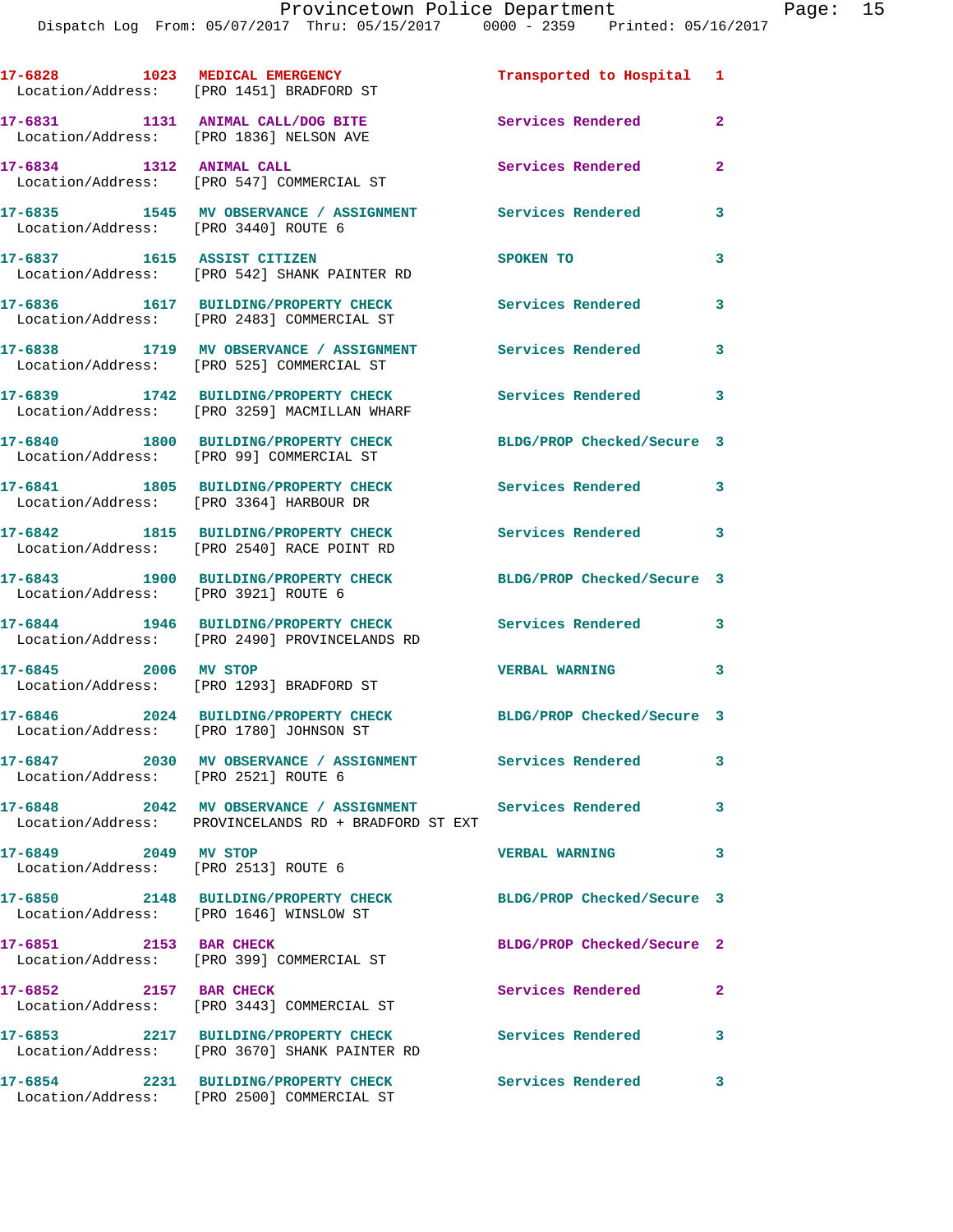17-6828 1023 MEDICAL EMERGENCY Transported to Hospital 1
Location/Address: [PRO 1451] BRADFORD ST

17-6831 1131 ANIMAL CALL/DOG BITE Services Rendered 2
Location/Address: [PRO 1836] NELSON AVE

17-6834 1312 ANIMAL CALL Services Rendered 2
Location/Address: [PRO 547] COMMERCIAL ST

17-6835 1545 MV OBSERVANCE / ASSIGNMENT Services Rendered 3
Location/Address: [PRO 3440] ROUTE 6

17-6837 1615 ASSIST CITIZEN SPOKEN TO 3
Location/Address: [PRO 542] SHANK PAINTER RD

17-6836 1617 BUILDING/PROPERTY CHECK Services Rendered 3
Location/Address: [PRO 2483] COMMERCIAL ST

17-6838 1719 MV OBSERVANCE / ASSIGNMENT Services Rendered 3
Location/Address: [PRO 525] COMMERCIAL ST

17-6839 1742 BUILDING/PROPERTY CHECK Services Rendered 3
Location/Address: [PRO 3259] MACMILLAN WHARF

17-6840 1800 BUILDING/PROPERTY CHECK BLDG/PROP Checked/Secure 3
Location/Address: [PRO 99] COMMERCIAL ST

17-6841 1805 BUILDING/PROPERTY CHECK Services Rendered 3
Location/Address: [PRO 3364] HARBOUR DR

17-6842 1815 BUILDING/PROPERTY CHECK Services Rendered 3
Location/Address: [PRO 2540] RACE POINT RD

17-6843 1900 BUILDING/PROPERTY CHECK BLDG/PROP Checked/Secure 3
Location/Address: [PRO 3921] ROUTE 6

17-6844 1946 BUILDING/PROPERTY CHECK Services Rendered 3
Location/Address: [PRO 2490] PROVINCELANDS RD

17-6845 2006 MV STOP VERBAL WARNING 3
Location/Address: [PRO 1293] BRADFORD ST

17-6846 2024 BUILDING/PROPERTY CHECK BLDG/PROP Checked/Secure 3
Location/Address: [PRO 1780] JOHNSON ST

17-6847 2030 MV OBSERVANCE / ASSIGNMENT Services Rendered 3
Location/Address: [PRO 2521] ROUTE 6

17-6848 2042 MV OBSERVANCE / ASSIGNMENT Services Rendered 3
Location/Address: PROVINCELANDS RD + BRADFORD ST EXT

17-6849 2049 MV STOP VERBAL WARNING 3
Location/Address: [PRO 2513] ROUTE 6

17-6850 2148 BUILDING/PROPERTY CHECK BLDG/PROP Checked/Secure 3
Location/Address: [PRO 1646] WINSLOW ST

17-6851 2153 BAR CHECK BLDG/PROP Checked/Secure 2
Location/Address: [PRO 399] COMMERCIAL ST

17-6852 2157 BAR CHECK Services Rendered 2
Location/Address: [PRO 3443] COMMERCIAL ST

17-6853 2217 BUILDING/PROPERTY CHECK Services Rendered 3
Location/Address: [PRO 3670] SHANK PAINTER RD

17-6854 2231 BUILDING/PROPERTY CHECK Services Rendered 3
Location/Address: [PRO 2500] COMMERCIAL ST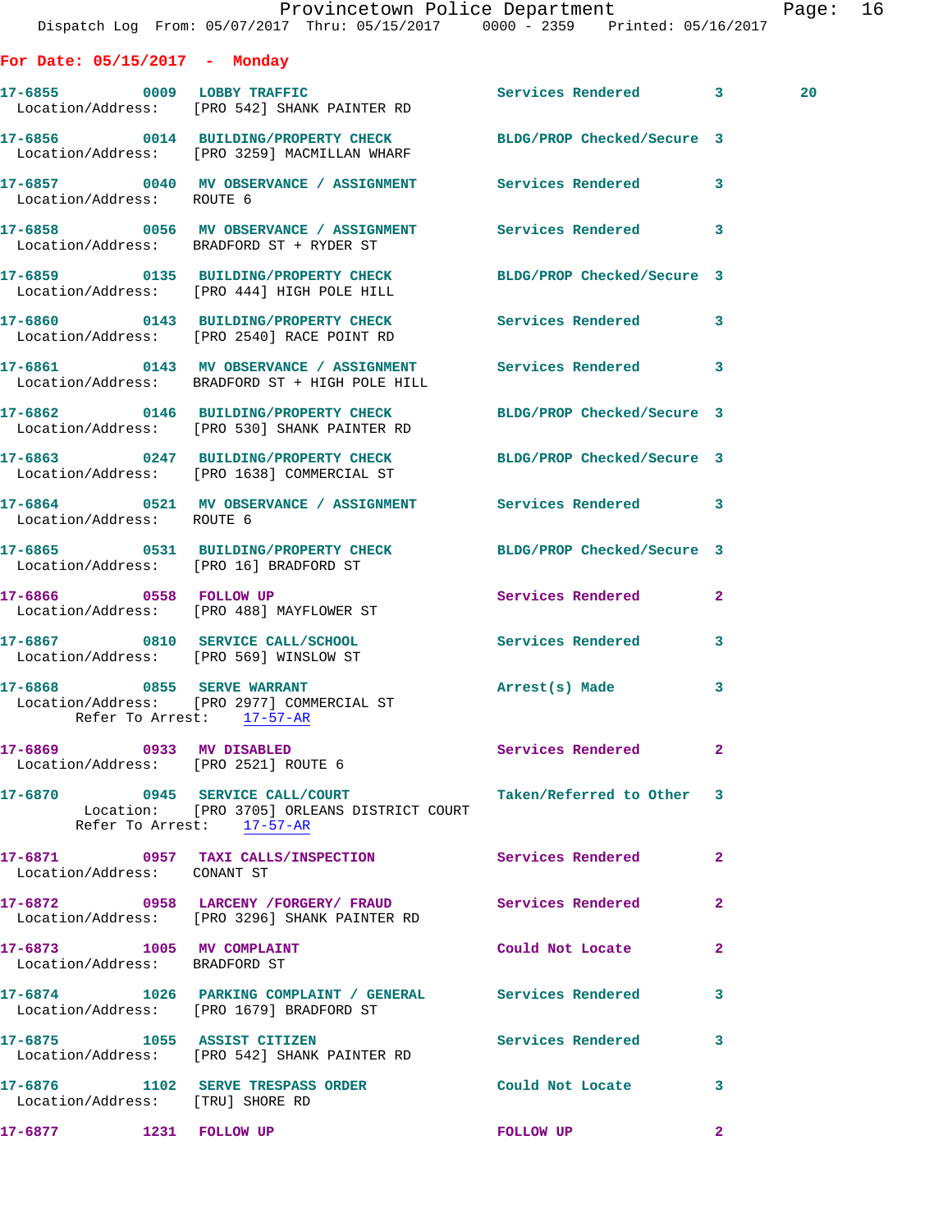**For Date: 05/15/2017 - Monday**

```
17-6855        0009  LOBBY TRAFFIC                    Services Rendered        3        20
 Location/Address:    [PRO 542] SHANK PAINTER RD

17-6856        0014  BUILDING/PROPERTY CHECK          BLDG/PROP Checked/Secure 3
 Location/Address:    [PRO 3259] MACMILLAN WHARF

17-6857        0040  MV OBSERVANCE / ASSIGNMENT       Services Rendered        3
 Location/Address:    ROUTE 6

17-6858        0056  MV OBSERVANCE / ASSIGNMENT       Services Rendered        3
 Location/Address:    BRADFORD ST + RYDER ST

17-6859        0135  BUILDING/PROPERTY CHECK          BLDG/PROP Checked/Secure 3
 Location/Address:    [PRO 444] HIGH POLE HILL

17-6860        0143  BUILDING/PROPERTY CHECK          Services Rendered        3
 Location/Address:    [PRO 2540] RACE POINT RD

17-6861        0143  MV OBSERVANCE / ASSIGNMENT       Services Rendered        3
 Location/Address:    BRADFORD ST + HIGH POLE HILL

17-6862        0146  BUILDING/PROPERTY CHECK          BLDG/PROP Checked/Secure 3
 Location/Address:    [PRO 530] SHANK PAINTER RD

17-6863        0247  BUILDING/PROPERTY CHECK          BLDG/PROP Checked/Secure 3
 Location/Address:    [PRO 1638] COMMERCIAL ST

17-6864        0521  MV OBSERVANCE / ASSIGNMENT       Services Rendered        3
 Location/Address:    ROUTE 6

17-6865        0531  BUILDING/PROPERTY CHECK          BLDG/PROP Checked/Secure 3
 Location/Address:    [PRO 16] BRADFORD ST

17-6866        0558  FOLLOW UP                        Services Rendered        2
 Location/Address:    [PRO 488] MAYFLOWER ST

17-6867        0810  SERVICE CALL/SCHOOL              Services Rendered        3
 Location/Address:    [PRO 569] WINSLOW ST

17-6868        0855  SERVE WARRANT                    Arrest(s) Made           3
 Location/Address:    [PRO 2977] COMMERCIAL ST
         Refer To Arrest:    17-57-AR

17-6869        0933  MV DISABLED                      Services Rendered        2
 Location/Address:    [PRO 2521] ROUTE 6

17-6870        0945  SERVICE CALL/COURT               Taken/Referred to Other  3
         Location:    [PRO 3705] ORLEANS DISTRICT COURT
         Refer To Arrest:    17-57-AR

17-6871        0957  TAXI CALLS/INSPECTION            Services Rendered        2
 Location/Address:    CONANT ST

17-6872        0958  LARCENY /FORGERY/ FRAUD          Services Rendered        2
 Location/Address:    [PRO 3296] SHANK PAINTER RD

17-6873        1005  MV COMPLAINT                     Could Not Locate         2
 Location/Address:    BRADFORD ST

17-6874        1026  PARKING COMPLAINT / GENERAL      Services Rendered        3
 Location/Address:    [PRO 1679] BRADFORD ST

17-6875        1055  ASSIST CITIZEN                   Services Rendered        3
 Location/Address:    [PRO 542] SHANK PAINTER RD

17-6876        1102  SERVE TRESPASS ORDER             Could Not Locate         3
 Location/Address:    [TRU] SHORE RD

17-6877        1231  FOLLOW UP                        FOLLOW UP                2
```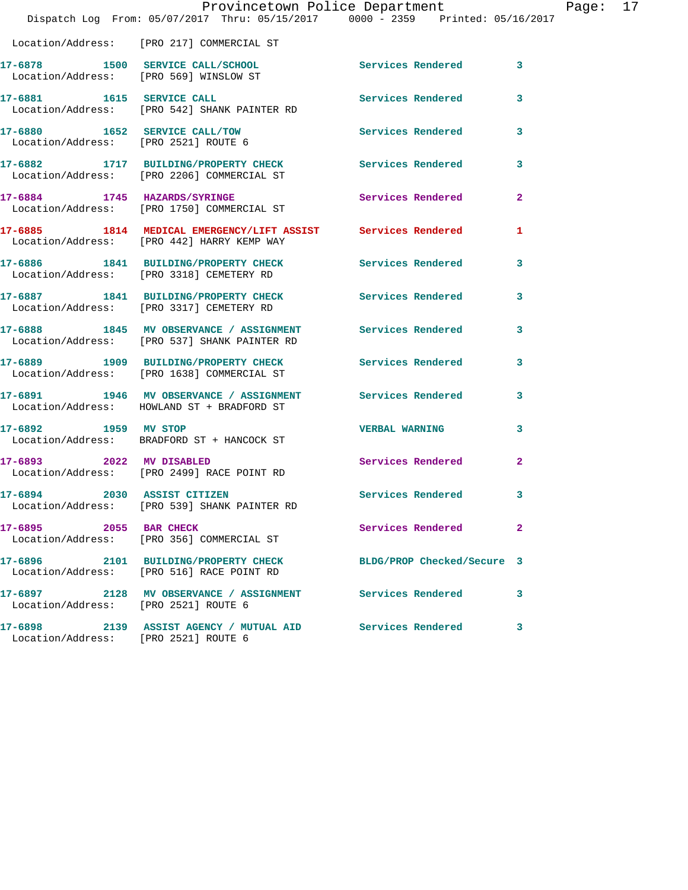Location/Address: [PRO 217] COMMERCIAL ST

| | | | | |
|---|---|---|---|---|
| 17-6878 | 1500 | SERVICE CALL/SCHOOL | Services Rendered | 3 |
| Location/Address: | | [PRO 569] WINSLOW ST | | |
| 17-6881 | 1615 | SERVICE CALL | Services Rendered | 3 |
| Location/Address: | | [PRO 542] SHANK PAINTER RD | | |
| 17-6880 | 1652 | SERVICE CALL/TOW | Services Rendered | 3 |
| Location/Address: | | [PRO 2521] ROUTE 6 | | |
| 17-6882 | 1717 | BUILDING/PROPERTY CHECK | Services Rendered | 3 |
| Location/Address: | | [PRO 2206] COMMERCIAL ST | | |
| 17-6884 | 1745 | HAZARDS/SYRINGE | Services Rendered | 2 |
| Location/Address: | | [PRO 1750] COMMERCIAL ST | | |
| 17-6885 | 1814 | MEDICAL EMERGENCY/LIFT ASSIST | Services Rendered | 1 |
| Location/Address: | | [PRO 442] HARRY KEMP WAY | | |
| 17-6886 | 1841 | BUILDING/PROPERTY CHECK | Services Rendered | 3 |
| Location/Address: | | [PRO 3318] CEMETERY RD | | |
| 17-6887 | 1841 | BUILDING/PROPERTY CHECK | Services Rendered | 3 |
| Location/Address: | | [PRO 3317] CEMETERY RD | | |
| 17-6888 | 1845 | MV OBSERVANCE / ASSIGNMENT | Services Rendered | 3 |
| Location/Address: | | [PRO 537] SHANK PAINTER RD | | |
| 17-6889 | 1909 | BUILDING/PROPERTY CHECK | Services Rendered | 3 |
| Location/Address: | | [PRO 1638] COMMERCIAL ST | | |
| 17-6891 | 1946 | MV OBSERVANCE / ASSIGNMENT | Services Rendered | 3 |
| Location/Address: | | HOWLAND ST + BRADFORD ST | | |
| 17-6892 | 1959 | MV STOP | VERBAL WARNING | 3 |
| Location/Address: | | BRADFORD ST + HANCOCK ST | | |
| 17-6893 | 2022 | MV DISABLED | Services Rendered | 2 |
| Location/Address: | | [PRO 2499] RACE POINT RD | | |
| 17-6894 | 2030 | ASSIST CITIZEN | Services Rendered | 3 |
| Location/Address: | | [PRO 539] SHANK PAINTER RD | | |
| 17-6895 | 2055 | BAR CHECK | Services Rendered | 2 |
| Location/Address: | | [PRO 356] COMMERCIAL ST | | |
| 17-6896 | 2101 | BUILDING/PROPERTY CHECK | BLDG/PROP Checked/Secure | 3 |
| Location/Address: | | [PRO 516] RACE POINT RD | | |
| 17-6897 | 2128 | MV OBSERVANCE / ASSIGNMENT | Services Rendered | 3 |
| Location/Address: | | [PRO 2521] ROUTE 6 | | |
| 17-6898 | 2139 | ASSIST AGENCY / MUTUAL AID | Services Rendered | 3 |
| Location/Address: | | [PRO 2521] ROUTE 6 | | |